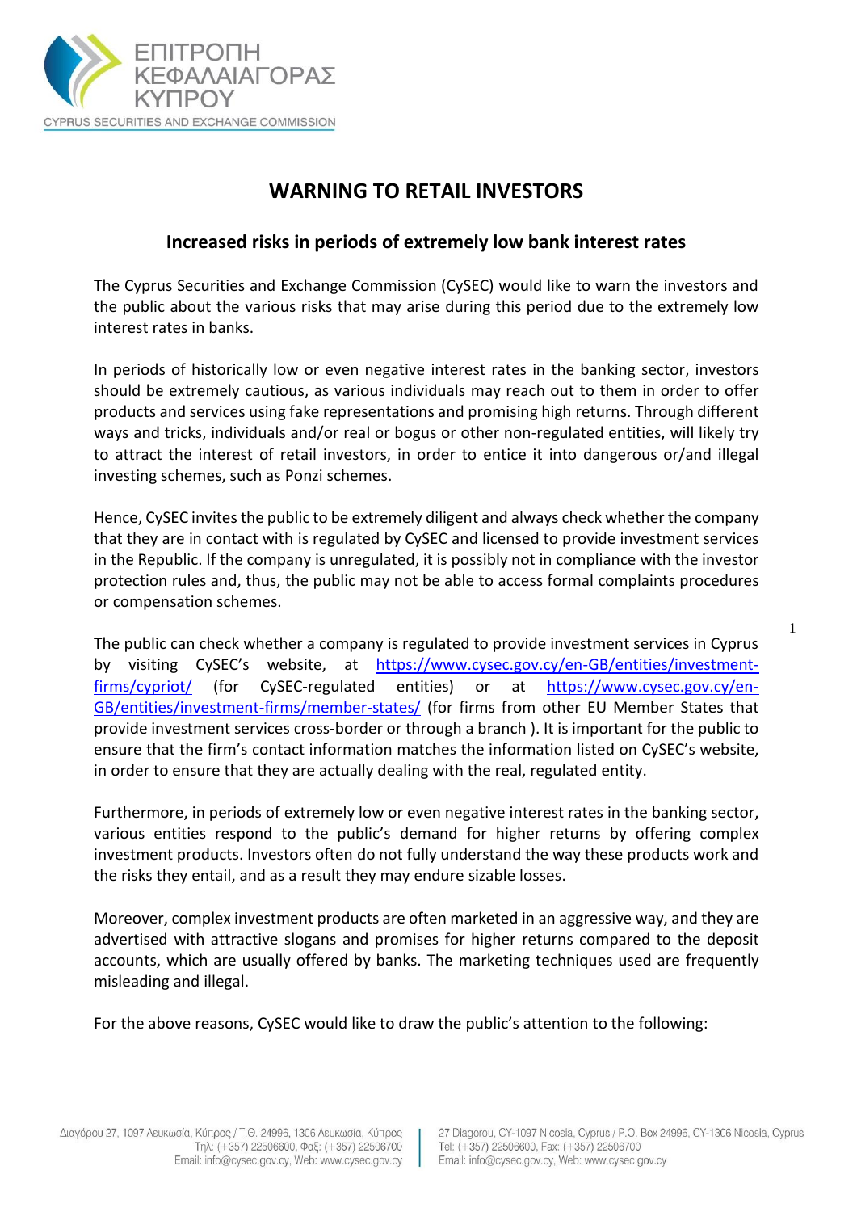# WARNING TO RETAIL INVESTORS

## Increased risks in periods of extremely low bank interest rates

The Cyprus Securities and Exchange Commission (CySEC) would like to warn the investors and the public about the various risks that may arise during this period due to the extremely low interest rates in banks.

In periods of historically low or even negative interest rates in the banking sector, investors should be extremely cautious, as various individuals may reach out to them in order to offer products and services using fake representations and promising high returns. Through different ways and tricks, individuals and/or real or bogus or other non-regulated entities, will likely try to attract the interest of retail investors, in order to entice it into dangerous or/and illegal investing schemes, such as Ponzi schemes.

Hence, CySEC invites the public to be extremely diligent and always check whether the company that they are in contact with is regulated by CySEC and licensed to provide investment services in the Republic. If the company is unregulated, it is possibly not in compliance with the investor protection rules and, thus, the public may not be able to access formal complaints procedures or compensation schemes.

The public can check whether a company is regulated to provide investment services in Cyprus by visiting CySEC's website, at [https://www.cysec.gov.cy/en-GB/entities/investment-firms/cypriot/](https://www.cysec.gov.cy/en-GB/entities/investment-firms/cypriot/) (for CySEC-regulated entities) or at [https://www.cysec.gov.cy/en-GB/entities/investment-firms/member-states/](https://www.cysec.gov.cy/en-GB/entities/investment-firms/member-states/) (for firms from other EU Member States that provide investment services cross-border or through a branch ). It is important for the public to ensure that the firm's contact information matches the information listed on CySEC's website, in order to ensure that they are actually dealing with the real, regulated entity.

Furthermore, in periods of extremely low or even negative interest rates in the banking sector, various entities respond to the public's demand for higher returns by offering complex investment products. Investors often do not fully understand the way these products work and the risks they entail, and as a result they may endure sizable losses.

Moreover, complex investment products are often marketed in an aggressive way, and they are advertised with attractive slogans and promises for higher returns compared to the deposit accounts, which are usually offered by banks. The marketing techniques used are frequently misleading and illegal.

For the above reasons, CySEC would like to draw the public's attention to the following: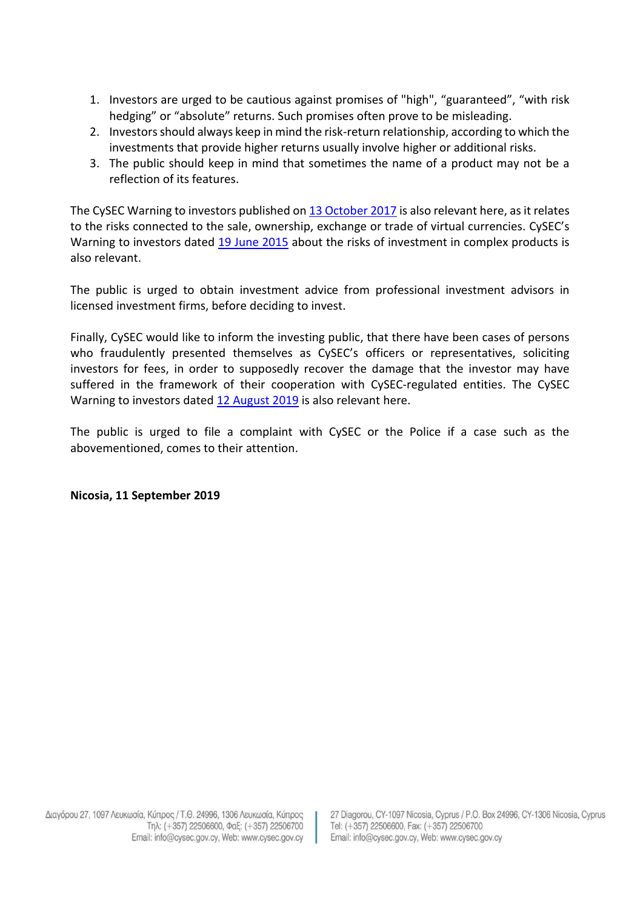1. Investors are urged to be cautious against promises of "high", "guaranteed", "with risk hedging" or "absolute" returns. Such promises often prove to be misleading.
2. Investors should always keep in mind the risk-return relationship, according to which the investments that provide higher returns usually involve higher or additional risks.
3. The public should keep in mind that sometimes the name of a product may not be a reflection of its features.

The CySEC Warning to investors published on 13 October 2017 is also relevant here, as it relates to the risks connected to the sale, ownership, exchange or trade of virtual currencies. CySEC's Warning to investors dated 19 June 2015 about the risks of investment in complex products is also relevant.

The public is urged to obtain investment advice from professional investment advisors in licensed investment firms, before deciding to invest.

Finally, CySEC would like to inform the investing public, that there have been cases of persons who fraudulently presented themselves as CySEC's officers or representatives, soliciting investors for fees, in order to supposedly recover the damage that the investor may have suffered in the framework of their cooperation with CySEC-regulated entities. The CySEC Warning to investors dated 12 August 2019 is also relevant here.

The public is urged to file a complaint with CySEC or the Police if a case such as the abovementioned, comes to their attention.

**Nicosia, 11 September 2019**